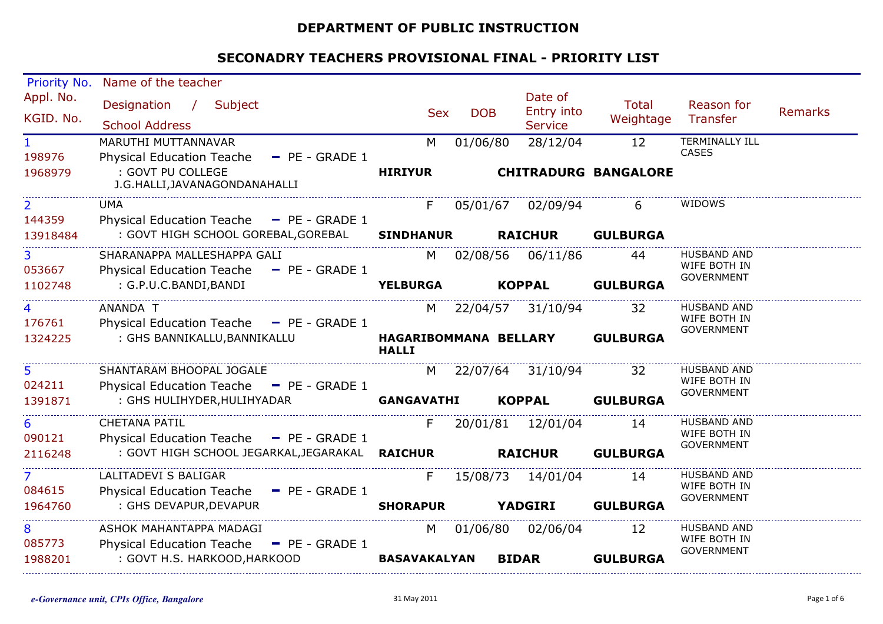# DEPARTMENT OF PUBLIC INSTRUCTION

## SECONADRY TEACHERS PROVISIONAL FINAL - PRIORITY LIST

| Priority No. / Appl. No. / KGID. No. | Name of the teacher / Designation / Subject / School Address | Sex | DOB | Date of Entry into Service | Total Weightage | Reason for Transfer | Remarks |
|---|---|---|---|---|---|---|---|
| 1<br>198976<br>1968979 | MARUTHI MUTTANNAVAR<br>Physical Education Teache - PE - GRADE 1<br>: GOVT PU COLLEGE J.G.HALLI,JAVANAGONDANAHALLI<br>**HIRIYUR** **CHITRADURG** **BANGALORE** | M | 01/06/80 | 28/12/04 | 12 | TERMINALLY ILL CASES | |
| 2<br>144359<br>13918484 | UMA<br>Physical Education Teache - PE - GRADE 1<br>: GOVT HIGH SCHOOL GOREBAL,GOREBAL<br>**SINDHANUR** **RAICHUR** **GULBURGA** | F | 05/01/67 | 02/09/94 | 6 | WIDOWS | |
| 3<br>053667<br>1102748 | SHARANAPPA MALLESHAPPA GALI<br>Physical Education Teache - PE - GRADE 1<br>: G.P.U.C.BANDI,BANDI<br>**YELBURGA** **KOPPAL** **GULBURGA** | M | 02/08/56 | 06/11/86 | 44 | HUSBAND AND WIFE BOTH IN GOVERNMENT | |
| 4<br>176761<br>1324225 | ANANDA T<br>Physical Education Teache - PE - GRADE 1<br>: GHS BANNIKALLU,BANNIKALLU<br>**HAGARIBOMMANA HALLI** **BELLARY** **GULBURGA** | M | 22/04/57 | 31/10/94 | 32 | HUSBAND AND WIFE BOTH IN GOVERNMENT | |
| 5<br>024211<br>1391871 | SHANTARAM BHOOPAL JOGALE<br>Physical Education Teache - PE - GRADE 1<br>: GHS HULIHYDER,HULIHYADAR<br>**GANGAVATHI** **KOPPAL** **GULBURGA** | M | 22/07/64 | 31/10/94 | 32 | HUSBAND AND WIFE BOTH IN GOVERNMENT | |
| 6<br>090121<br>2116248 | CHETANA PATIL<br>Physical Education Teache - PE - GRADE 1<br>: GOVT HIGH SCHOOL JEGARKAL,JEGARAKAL<br>**RAICHUR** **RAICHUR** **GULBURGA** | F | 20/01/81 | 12/01/04 | 14 | HUSBAND AND WIFE BOTH IN GOVERNMENT | |
| 7<br>084615<br>1964760 | LALITADEVI S BALIGAR<br>Physical Education Teache - PE - GRADE 1<br>: GHS DEVAPUR,DEVAPUR<br>**SHORAPUR** **YADGIRI** **GULBURGA** | F | 15/08/73 | 14/01/04 | 14 | HUSBAND AND WIFE BOTH IN GOVERNMENT | |
| 8<br>085773<br>1988201 | ASHOK MAHANTAPPA MADAGI<br>Physical Education Teache - PE - GRADE 1<br>: GOVT H.S. HARKOOD,HARKOOD<br>**BASAVAKALYAN** **BIDAR** **GULBURGA** | M | 01/06/80 | 02/06/04 | 12 | HUSBAND AND WIFE BOTH IN GOVERNMENT | |

*e-Governance unit, CPIs Office, Bangalore* 31 May 2011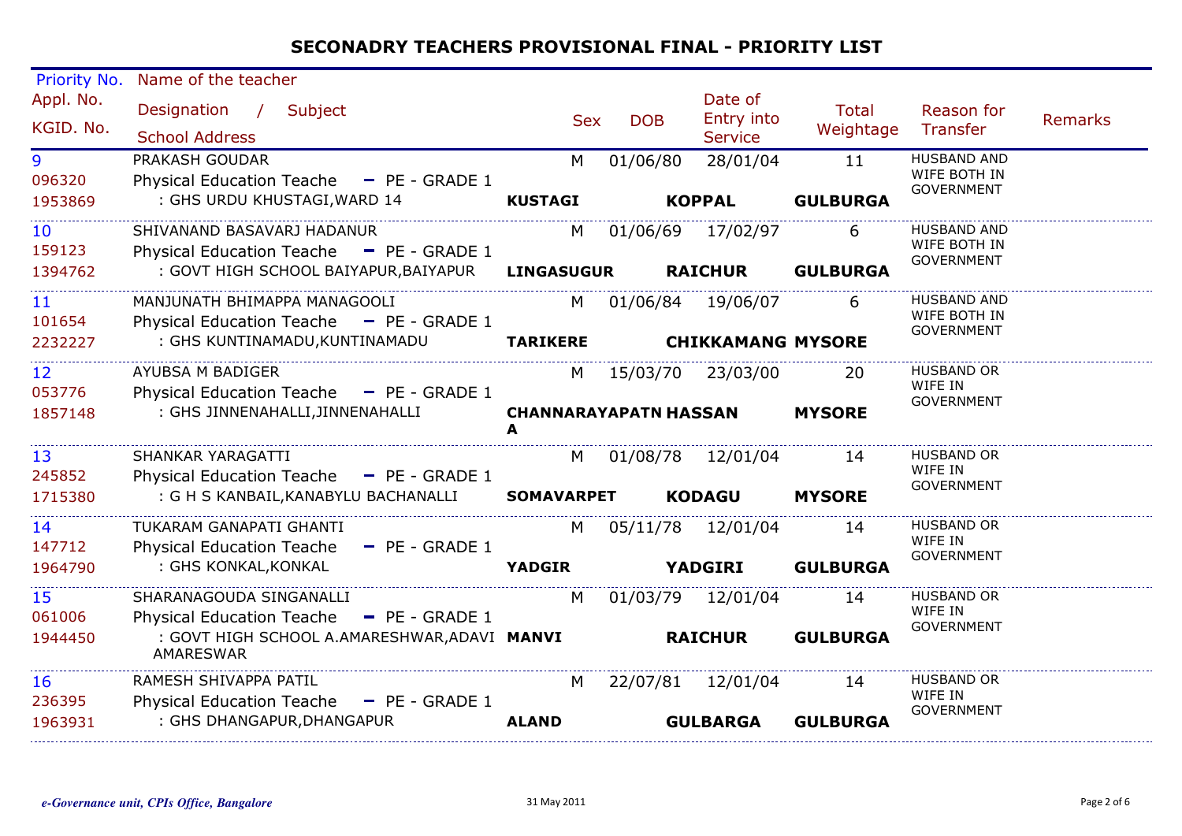# SECONADRY TEACHERS PROVISIONAL FINAL - PRIORITY LIST

| Priority No. / Appl. No. / KGID. No. | Name of the teacher / Designation / Subject / School Address | Sex | DOB | Date of Entry into Service | Total Weightage | Reason for Transfer | Remarks |
|---|---|---|---|---|---|---|---|
| 9<br>096320<br>1953869 | PRAKASH GOUDAR<br>Physical Education Teache - PE - GRADE 1<br>: GHS URDU KHUSTAGI,WARD 14<br>**KUSTAGI** **KOPPAL** **GULBURGA** | M | 01/06/80 | 28/01/04 | 11 | HUSBAND AND WIFE BOTH IN GOVERNMENT | |
| 10<br>159123<br>1394762 | SHIVANAND BASAVARJ HADANUR<br>Physical Education Teache - PE - GRADE 1<br>: GOVT HIGH SCHOOL BAIYAPUR,BAIYAPUR<br>**LINGASUGUR** **RAICHUR** **GULBURGA** | M | 01/06/69 | 17/02/97 | 6 | HUSBAND AND WIFE BOTH IN GOVERNMENT | |
| 11<br>101654<br>2232227 | MANJUNATH BHIMAPPA MANAGOOLI<br>Physical Education Teache - PE - GRADE 1<br>: GHS KUNTINAMADU,KUNTINAMADU<br>**TARIKERE** **CHIKKAMANG** **MYSORE** | M | 01/06/84 | 19/06/07 | 6 | HUSBAND AND WIFE BOTH IN GOVERNMENT | |
| 12<br>053776<br>1857148 | AYUBSA M BADIGER<br>Physical Education Teache - PE - GRADE 1<br>: GHS JINNENAHALLI,JINNENAHALLI<br>**CHANNARAYAPATNA** **HASSAN** **MYSORE** | M | 15/03/70 | 23/03/00 | 20 | HUSBAND OR WIFE IN GOVERNMENT | |
| 13<br>245852<br>1715380 | SHANKAR YARAGATTI<br>Physical Education Teache - PE - GRADE 1<br>: G H S KANBAIL,KANABYLU BACHANALLI<br>**SOMAVARPET** **KODAGU** **MYSORE** | M | 01/08/78 | 12/01/04 | 14 | HUSBAND OR WIFE IN GOVERNMENT | |
| 14<br>147712<br>1964790 | TUKARAM GANAPATI GHANTI<br>Physical Education Teache - PE - GRADE 1<br>: GHS KONKAL,KONKAL<br>**YADGIR** **YADGIRI** **GULBURGA** | M | 05/11/78 | 12/01/04 | 14 | HUSBAND OR WIFE IN GOVERNMENT | |
| 15<br>061006<br>1944450 | SHARANAGOUDA SINGANALLI<br>Physical Education Teache - PE - GRADE 1<br>: GOVT HIGH SCHOOL A.AMARESHWAR,ADAVI AMARESWAR<br>**MANVI** **RAICHUR** **GULBURGA** | M | 01/03/79 | 12/01/04 | 14 | HUSBAND OR WIFE IN GOVERNMENT | |
| 16<br>236395<br>1963931 | RAMESH SHIVAPPA PATIL<br>Physical Education Teache - PE - GRADE 1<br>: GHS DHANGAPUR,DHANGAPUR<br>**ALAND** **GULBARGA** **GULBURGA** | M | 22/07/81 | 12/01/04 | 14 | HUSBAND OR WIFE IN GOVERNMENT | |

*e-Governance unit, CPIs Office, Bangalore* 31 May 2011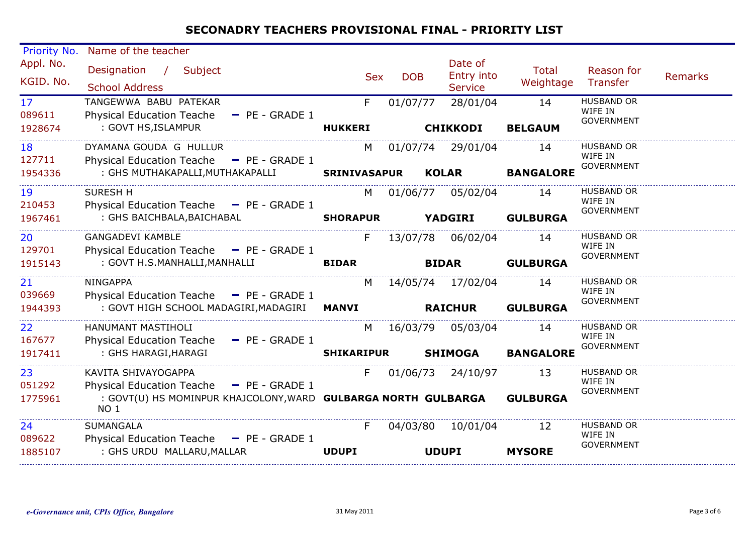# SECONADRY TEACHERS PROVISIONAL FINAL - PRIORITY LIST

| Priority No. / Appl. No. / KGID. No. | Name of the teacher / Designation / Subject / School Address | Sex | DOB | Date of Entry into Service | Total Weightage | Reason for Transfer | Remarks |
|---|---|---|---|---|---|---|---|
| 17<br>089611<br>1928674 | TANGEWWA BABU PATEKAR<br>Physical Education Teache - PE - GRADE 1<br>: GOVT HS,ISLAMPUR<br>**HUKKERI** **CHIKKODI** **BELGAUM** | F | 01/07/77 | 28/01/04 | 14 | HUSBAND OR WIFE IN GOVERNMENT | |
| 18<br>127711<br>1954336 | DYAMANA GOUDA G HULLUR<br>Physical Education Teache - PE - GRADE 1<br>: GHS MUTHAKAPALLI,MUTHAKAPALLI<br>**SRINIVASAPUR** **KOLAR** **BANGALORE** | M | 01/07/74 | 29/01/04 | 14 | HUSBAND OR WIFE IN GOVERNMENT | |
| 19<br>210453<br>1967461 | SURESH H<br>Physical Education Teache - PE - GRADE 1<br>: GHS BAICHBALA,BAICHABAL<br>**SHORAPUR** **YADGIRI** **GULBURGA** | M | 01/06/77 | 05/02/04 | 14 | HUSBAND OR WIFE IN GOVERNMENT | |
| 20<br>129701<br>1915143 | GANGADEVI KAMBLE<br>Physical Education Teache - PE - GRADE 1<br>: GOVT H.S.MANHALLI,MANHALLI<br>**BIDAR** **BIDAR** **GULBURGA** | F | 13/07/78 | 06/02/04 | 14 | HUSBAND OR WIFE IN GOVERNMENT | |
| 21<br>039669<br>1944393 | NINGAPPA<br>Physical Education Teache - PE - GRADE 1<br>: GOVT HIGH SCHOOL MADAGIRI,MADAGIRI<br>**MANVI** **RAICHUR** **GULBURGA** | M | 14/05/74 | 17/02/04 | 14 | HUSBAND OR WIFE IN GOVERNMENT | |
| 22<br>167677<br>1917411 | HANUMANT MASTIHOLI<br>Physical Education Teache - PE - GRADE 1<br>: GHS HARAGI,HARAGI<br>**SHIKARIPUR** **SHIMOGA** **BANGALORE** | M | 16/03/79 | 05/03/04 | 14 | HUSBAND OR WIFE IN GOVERNMENT | |
| 23<br>051292<br>1775961 | KAVITA SHIVAYOGAPPA<br>Physical Education Teache - PE - GRADE 1<br>: GOVT(U) HS MOMINPUR KHAJCOLONY,WARD NO 1<br>**GULBARGA NORTH** **GULBARGA** **GULBURGA** | F | 01/06/73 | 24/10/97 | 13 | HUSBAND OR WIFE IN GOVERNMENT | |
| 24<br>089622<br>1885107 | SUMANGALA<br>Physical Education Teache - PE - GRADE 1<br>: GHS URDU MALLARU,MALLAR<br>**UDUPI** **UDUPI** **MYSORE** | F | 04/03/80 | 10/01/04 | 12 | HUSBAND OR WIFE IN GOVERNMENT | |

*e-Governance unit, CPIs Office, Bangalore* 31 May 2011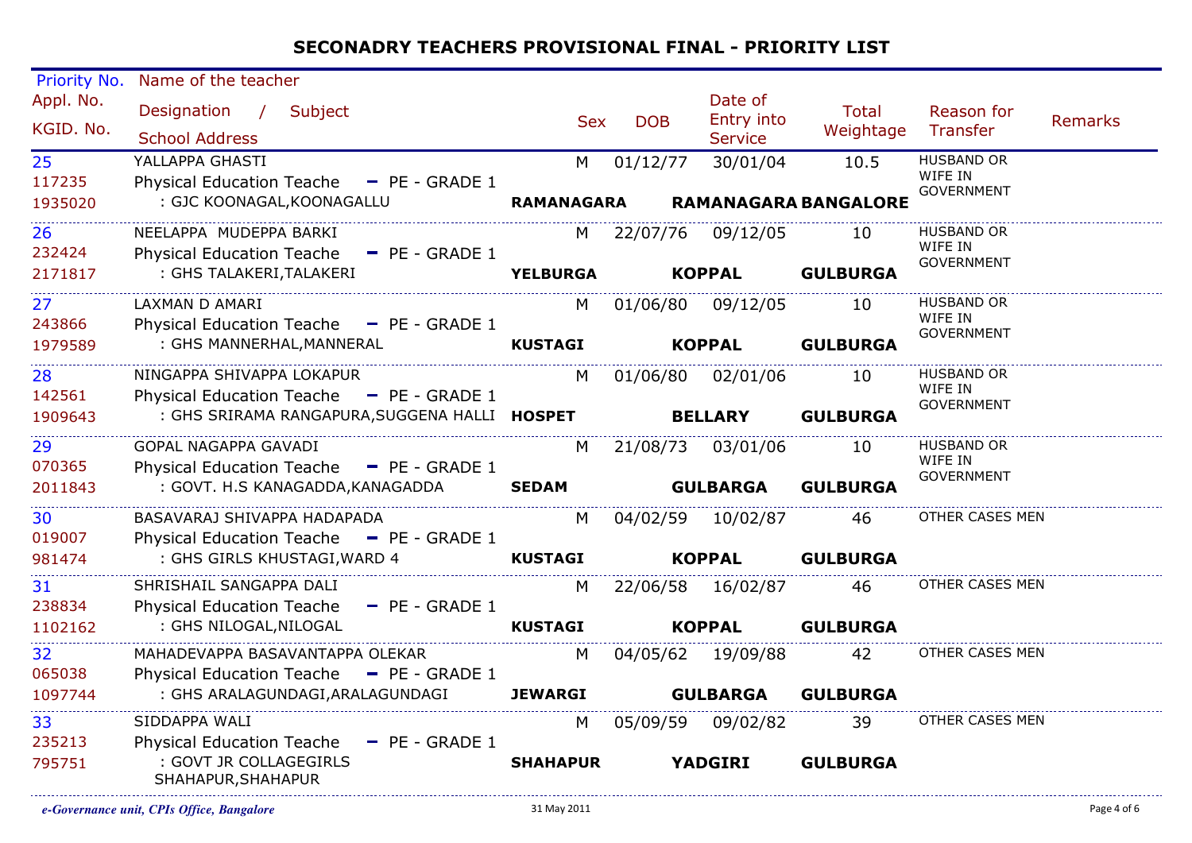# SECONADRY TEACHERS PROVISIONAL FINAL - PRIORITY LIST

| Priority No. / Appl. No. / KGID. No. | Name of the teacher / Designation / Subject / School Address | Sex | DOB | Date of Entry into Service | Total Weightage | Reason for Transfer | Remarks |
|---|---|---|---|---|---|---|---|
| 25<br>117235<br>1935020 | YALLAPPA GHASTI<br>Physical Education Teache - PE - GRADE 1<br>: GJC KOONAGAL,KOONAGALLU<br>**RAMANAGARA** **RAMANAGARA** **BANGALORE** | M | 01/12/77 | 30/01/04 | 10.5 | HUSBAND OR WIFE IN GOVERNMENT | |
| 26<br>232424<br>2171817 | NEELAPPA MUDEPPA BARKI<br>Physical Education Teache - PE - GRADE 1<br>: GHS TALAKERI,TALAKERI<br>**YELBURGA** **KOPPAL** **GULBURGA** | M | 22/07/76 | 09/12/05 | 10 | HUSBAND OR WIFE IN GOVERNMENT | |
| 27<br>243866<br>1979589 | LAXMAN D AMARI<br>Physical Education Teache - PE - GRADE 1<br>: GHS MANNERHAL,MANNERAL<br>**KUSTAGI** **KOPPAL** **GULBURGA** | M | 01/06/80 | 09/12/05 | 10 | HUSBAND OR WIFE IN GOVERNMENT | |
| 28<br>142561<br>1909643 | NINGAPPA SHIVAPPA LOKAPUR<br>Physical Education Teache - PE - GRADE 1<br>: GHS SRIRAMA RANGAPURA,SUGGENA HALLI<br>**HOSPET** **BELLARY** **GULBURGA** | M | 01/06/80 | 02/01/06 | 10 | HUSBAND OR WIFE IN GOVERNMENT | |
| 29<br>070365<br>2011843 | GOPAL NAGAPPA GAVADI<br>Physical Education Teache - PE - GRADE 1<br>: GOVT. H.S KANAGADDA,KANAGADDA<br>**SEDAM** **GULBARGA** **GULBURGA** | M | 21/08/73 | 03/01/06 | 10 | HUSBAND OR WIFE IN GOVERNMENT | |
| 30<br>019007<br>981474 | BASAVARAJ SHIVAPPA HADAPADA<br>Physical Education Teache - PE - GRADE 1<br>: GHS GIRLS KHUSTAGI,WARD 4<br>**KUSTAGI** **KOPPAL** **GULBURGA** | M | 04/02/59 | 10/02/87 | 46 | OTHER CASES MEN | |
| 31<br>238834<br>1102162 | SHRISHAIL SANGAPPA DALI<br>Physical Education Teache - PE - GRADE 1<br>: GHS NILOGAL,NILOGAL<br>**KUSTAGI** **KOPPAL** **GULBURGA** | M | 22/06/58 | 16/02/87 | 46 | OTHER CASES MEN | |
| 32<br>065038<br>1097744 | MAHADEVAPPA BASAVANTAPPA OLEKAR<br>Physical Education Teache - PE - GRADE 1<br>: GHS ARALAGUNDAGI,ARALAGUNDAGI<br>**JEWARGI** **GULBARGA** **GULBURGA** | M | 04/05/62 | 19/09/88 | 42 | OTHER CASES MEN | |
| 33<br>235213<br>795751 | SIDDAPPA WALI<br>Physical Education Teache - PE - GRADE 1<br>: GOVT JR COLLAGEGIRLS SHAHAPUR,SHAHAPUR<br>**SHAHAPUR** **YADGIRI** **GULBURGA** | M | 05/09/59 | 09/02/82 | 39 | OTHER CASES MEN | |

*e-Governance unit, CPIs Office, Bangalore* 31 May 2011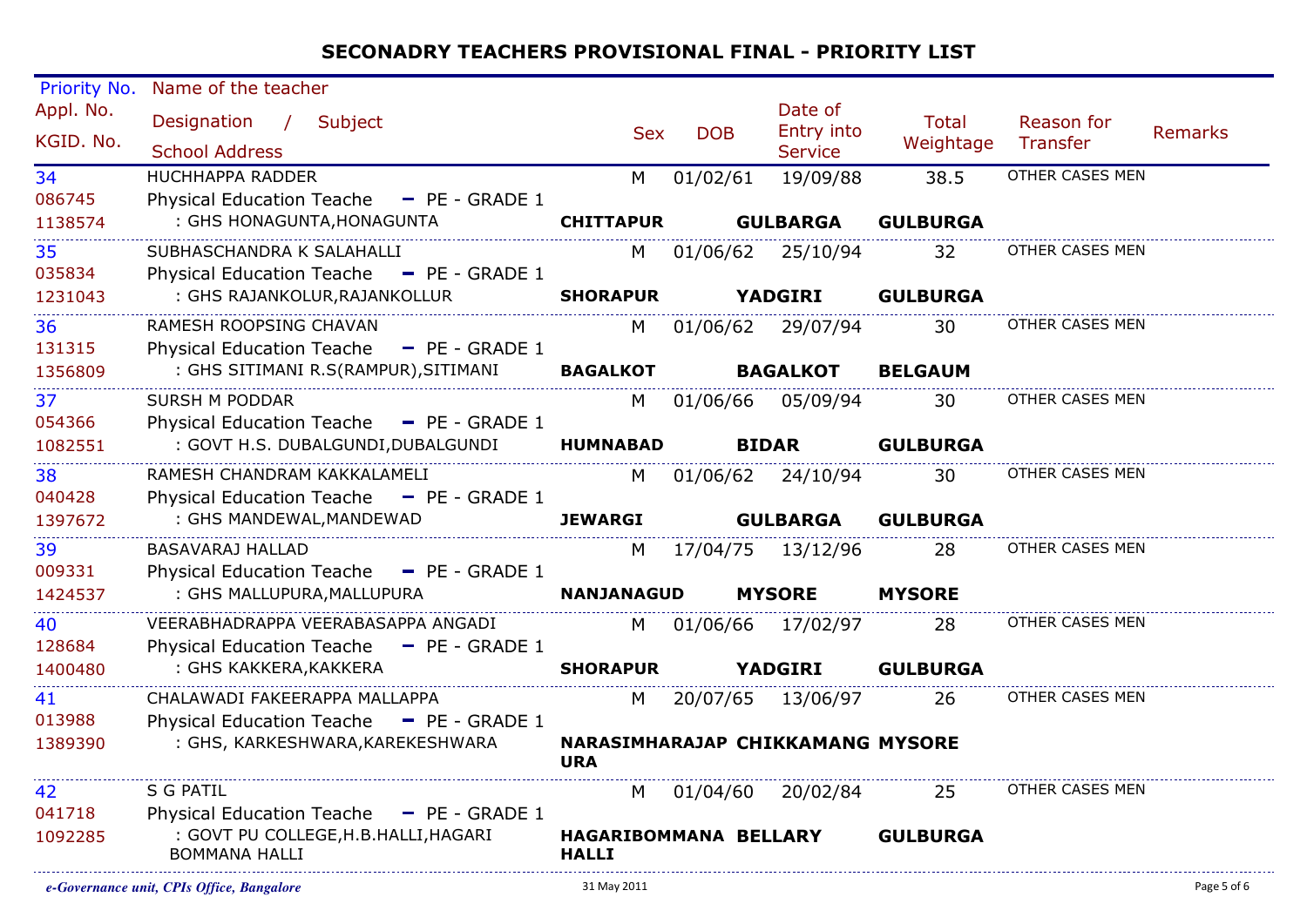# SECONADRY TEACHERS PROVISIONAL FINAL - PRIORITY LIST

| Priority No. / Appl. No. / KGID. No. | Name of the teacher / Designation / Subject / School Address | Sex | DOB | Date of Entry into Service | Total Weightage | Reason for Transfer | Remarks |
|---|---|---|---|---|---|---|---|
| 34<br>086745<br>1138574 | HUCHHAPPA RADDER<br>Physical Education Teache - PE - GRADE 1<br>: GHS HONAGUNTA,HONAGUNTA<br>**CHITTAPUR GULBARGA GULBURGA** | M | 01/02/61 | 19/09/88 | 38.5 | OTHER CASES MEN | |
| 35<br>035834<br>1231043 | SUBHASCHANDRA K SALAHALLI<br>Physical Education Teache - PE - GRADE 1<br>: GHS RAJANKOLUR,RAJANKOLLUR<br>**SHORAPUR YADGIRI GULBURGA** | M | 01/06/62 | 25/10/94 | 32 | OTHER CASES MEN | |
| 36<br>131315<br>1356809 | RAMESH ROOPSING CHAVAN<br>Physical Education Teache - PE - GRADE 1<br>: GHS SITIMANI R.S(RAMPUR),SITIMANI<br>**BAGALKOT BAGALKOT BELGAUM** | M | 01/06/62 | 29/07/94 | 30 | OTHER CASES MEN | |
| 37<br>054366<br>1082551 | SURSH M PODDAR<br>Physical Education Teache - PE - GRADE 1<br>: GOVT H.S. DUBALGUNDI,DUBALGUNDI<br>**HUMNABAD BIDAR GULBURGA** | M | 01/06/66 | 05/09/94 | 30 | OTHER CASES MEN | |
| 38<br>040428<br>1397672 | RAMESH CHANDRAM KAKKALAMELI<br>Physical Education Teache - PE - GRADE 1<br>: GHS MANDEWAL,MANDEWAD<br>**JEWARGI GULBARGA GULBURGA** | M | 01/06/62 | 24/10/94 | 30 | OTHER CASES MEN | |
| 39<br>009331<br>1424537 | BASAVARAJ HALLAD<br>Physical Education Teache - PE - GRADE 1<br>: GHS MALLUPURA,MALLUPURA<br>**NANJANAGUD MYSORE MYSORE** | M | 17/04/75 | 13/12/96 | 28 | OTHER CASES MEN | |
| 40<br>128684<br>1400480 | VEERABHADRAPPA VEERABASAPPA ANGADI<br>Physical Education Teache - PE - GRADE 1<br>: GHS KAKKERA,KAKKERA<br>**SHORAPUR YADGIRI GULBURGA** | M | 01/06/66 | 17/02/97 | 28 | OTHER CASES MEN | |
| 41<br>013988<br>1389390 | CHALAWADI FAKEERAPPA MALLAPPA<br>Physical Education Teache - PE - GRADE 1<br>: GHS, KARKESHWARA,KAREKESHWARA<br>**NARASIMHARAJAPURA CHIKKAMANG MYSORE** | M | 20/07/65 | 13/06/97 | 26 | OTHER CASES MEN | |
| 42<br>041718<br>1092285 | S G PATIL<br>Physical Education Teache - PE - GRADE 1<br>: GOVT PU COLLEGE,H.B.HALLI,HAGARI BOMMANA HALLI<br>**HAGARIBOMMANAHALLI BELLARY GULBURGA** | M | 01/04/60 | 20/02/84 | 25 | OTHER CASES MEN | |

*e-Governance unit, CPIs Office, Bangalore* 31 May 2011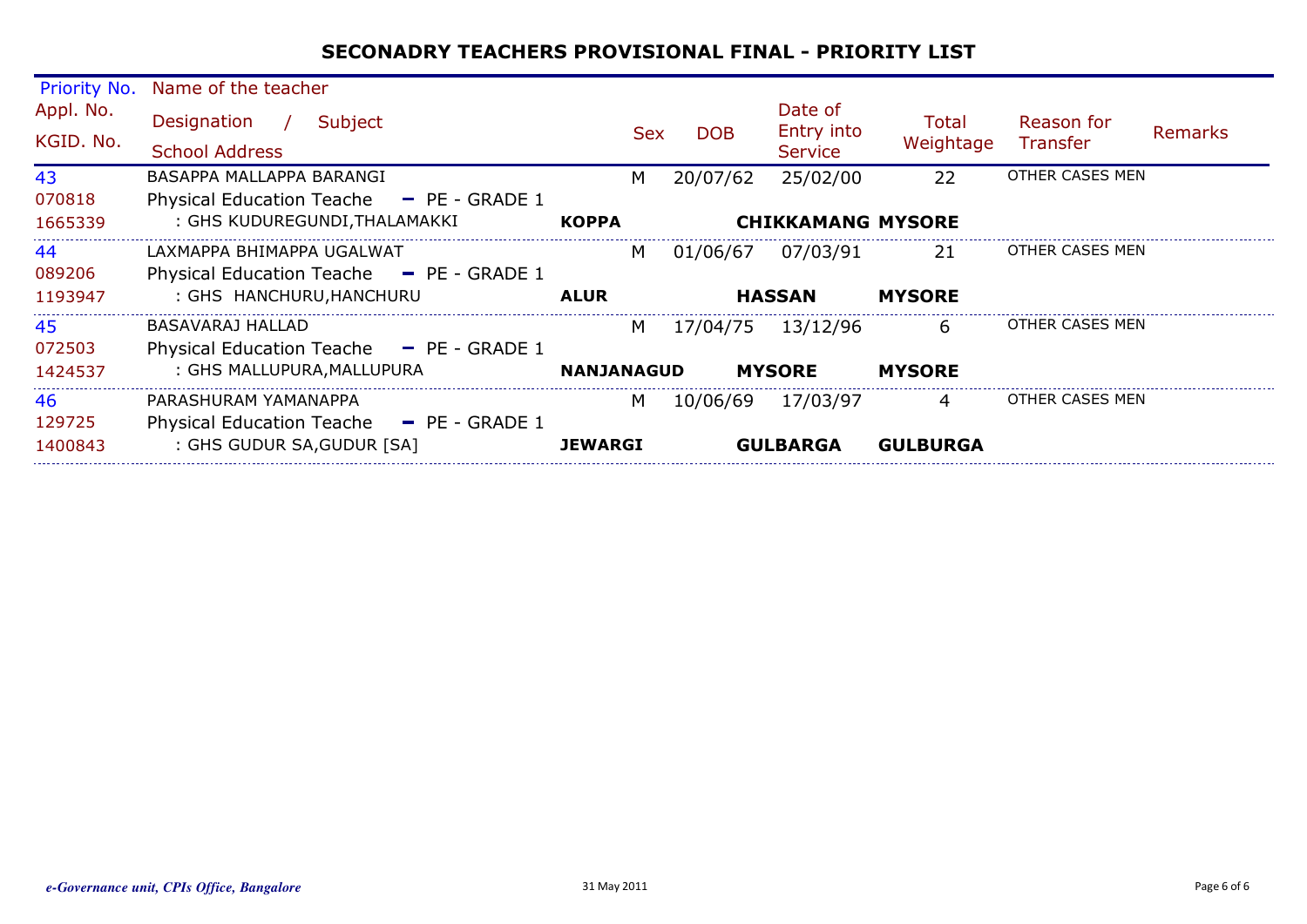# SECONADRY TEACHERS PROVISIONAL FINAL - PRIORITY LIST

| Priority No. / Appl. No. / KGID. No. | Name of the teacher / Designation / Subject / School Address | | Sex | DOB | Date of Entry into Service | Total Weightage | Reason for Transfer | Remarks |
|---|---|---|---|---|---|---|---|---|
| 43<br>070818<br>1665339 | BASAPPA MALLAPPA BARANGI<br>Physical Education Teache - PE - GRADE 1<br>: GHS KUDUREGUNDI,THALAMAKKI | **KOPPA** | M | 20/07/62 | 25/02/00<br>**CHIKKAMANG** | 22<br>**MYSORE** | OTHER CASES MEN | |
| 44<br>089206<br>1193947 | LAXMAPPA BHIMAPPA UGALWAT<br>Physical Education Teache - PE - GRADE 1<br>: GHS HANCHURU,HANCHURU | **ALUR** | M | 01/06/67 | 07/03/91<br>**HASSAN** | 21<br>**MYSORE** | OTHER CASES MEN | |
| 45<br>072503<br>1424537 | BASAVARAJ HALLAD<br>Physical Education Teache - PE - GRADE 1<br>: GHS MALLUPURA,MALLUPURA | **NANJANAGUD** | M | 17/04/75 | 13/12/96<br>**MYSORE** | 6<br>**MYSORE** | OTHER CASES MEN | |
| 46<br>129725<br>1400843 | PARASHURAM YAMANAPPA<br>Physical Education Teache - PE - GRADE 1<br>: GHS GUDUR SA,GUDUR [SA] | **JEWARGI** | M | 10/06/69 | 17/03/97<br>**GULBARGA** | 4<br>**GULBURGA** | OTHER CASES MEN | |

*e-Governance unit, CPIs Office, Bangalore*

31 May 2011